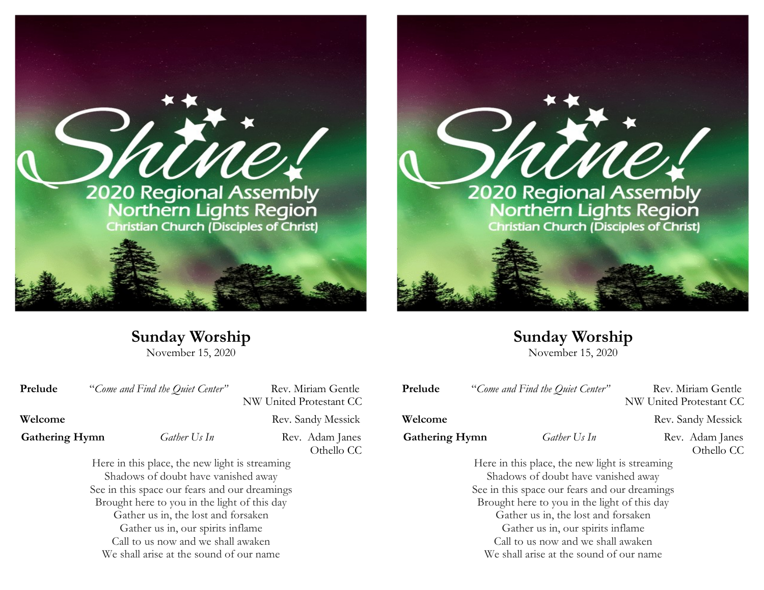Shine!

2020 Regional Assembly
Northern Lights Region
Christian Church (Disciples of Christ)

# Sunday Worship

November 15, 2020

**Prelude** *"Come and Find the Quiet Center"* Rev. Miriam Gentle
NW United Protestant CC

**Welcome** Rev. Sandy Messick

**Gathering Hymn** *Gather Us In* Rev. Adam Janes
Othello CC

Here in this place, the new light is streaming
Shadows of doubt have vanished away
See in this space our fears and our dreamings
Brought here to you in the light of this day
Gather us in, the lost and forsaken
Gather us in, our spirits inflame
Call to us now and we shall awaken
We shall arise at the sound of our name

Shine!

2020 Regional Assembly
Northern Lights Region
Christian Church (Disciples of Christ)

# Sunday Worship

November 15, 2020

**Prelude** *"Come and Find the Quiet Center"* Rev. Miriam Gentle
NW United Protestant CC

**Welcome** Rev. Sandy Messick

**Gathering Hymn** *Gather Us In* Rev. Adam Janes
Othello CC

Here in this place, the new light is streaming
Shadows of doubt have vanished away
See in this space our fears and our dreamings
Brought here to you in the light of this day
Gather us in, the lost and forsaken
Gather us in, our spirits inflame
Call to us now and we shall awaken
We shall arise at the sound of our name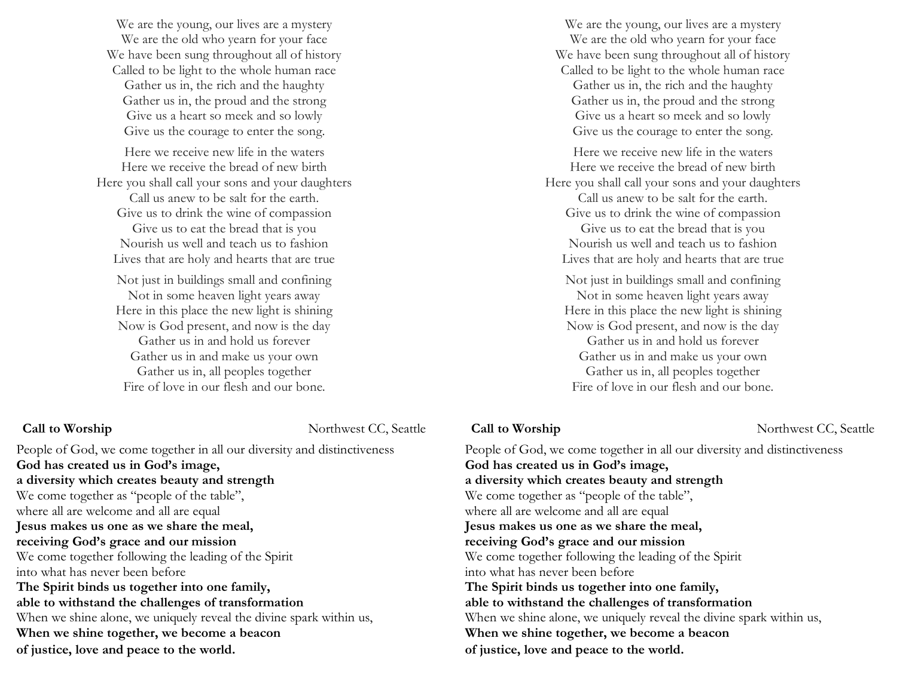We are the young, our lives are a mystery
We are the old who yearn for your face
We have been sung throughout all of history
Called to be light to the whole human race
Gather us in, the rich and the haughty
Gather us in, the proud and the strong
Give us a heart so meek and so lowly
Give us the courage to enter the song.

Here we receive new life in the waters
Here we receive the bread of new birth
Here you shall call your sons and your daughters
Call us anew to be salt for the earth.
Give us to drink the wine of compassion
Give us to eat the bread that is you
Nourish us well and teach us to fashion
Lives that are holy and hearts that are true

Not just in buildings small and confining
Not in some heaven light years away
Here in this place the new light is shining
Now is God present, and now is the day
Gather us in and hold us forever
Gather us in and make us your own
Gather us in, all peoples together
Fire of love in our flesh and our bone.

**Call to Worship** Northwest CC, Seattle

People of God, we come together in all our diversity and distinctiveness
**God has created us in God's image,**
**a diversity which creates beauty and strength**
We come together as "people of the table",
where all are welcome and all are equal
**Jesus makes us one as we share the meal,**
**receiving God's grace and our mission**
We come together following the leading of the Spirit
into what has never been before
**The Spirit binds us together into one family,**
**able to withstand the challenges of transformation**
When we shine alone, we uniquely reveal the divine spark within us,
**When we shine together, we become a beacon**
**of justice, love and peace to the world.**

We are the young, our lives are a mystery
We are the old who yearn for your face
We have been sung throughout all of history
Called to be light to the whole human race
Gather us in, the rich and the haughty
Gather us in, the proud and the strong
Give us a heart so meek and so lowly
Give us the courage to enter the song.

Here we receive new life in the waters
Here we receive the bread of new birth
Here you shall call your sons and your daughters
Call us anew to be salt for the earth.
Give us to drink the wine of compassion
Give us to eat the bread that is you
Nourish us well and teach us to fashion
Lives that are holy and hearts that are true

Not just in buildings small and confining
Not in some heaven light years away
Here in this place the new light is shining
Now is God present, and now is the day
Gather us in and hold us forever
Gather us in and make us your own
Gather us in, all peoples together
Fire of love in our flesh and our bone.

**Call to Worship** Northwest CC, Seattle

People of God, we come together in all our diversity and distinctiveness
**God has created us in God's image,**
**a diversity which creates beauty and strength**
We come together as "people of the table",
where all are welcome and all are equal
**Jesus makes us one as we share the meal,**
**receiving God's grace and our mission**
We come together following the leading of the Spirit
into what has never been before
**The Spirit binds us together into one family,**
**able to withstand the challenges of transformation**
When we shine alone, we uniquely reveal the divine spark within us,
**When we shine together, we become a beacon**
**of justice, love and peace to the world.**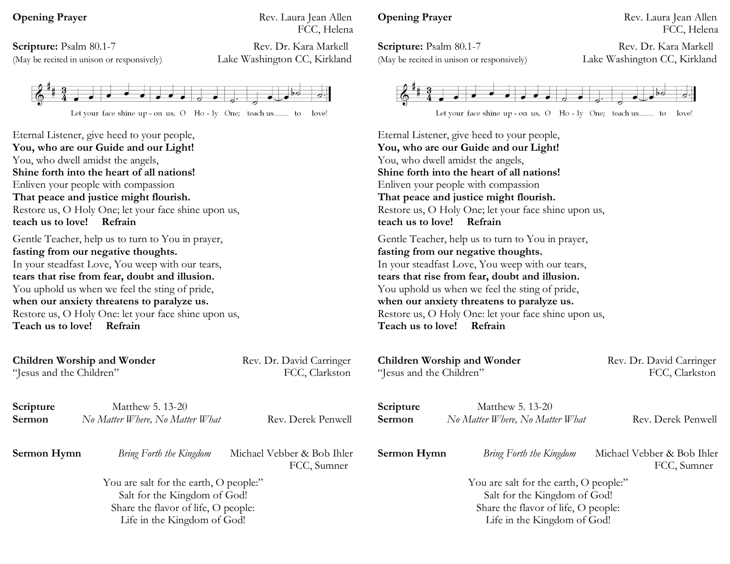**Opening Prayer** Rev. Laura Jean Allen
FCC, Helena

**Scripture:** Psalm 80.1-7 Rev. Dr. Kara Markell
(May be recited in unison or responsively) Lake Washington CC, Kirkland

Let your face shine up - on us, O Ho - ly One; teach us___ to love!

Eternal Listener, give heed to your people,
**You, who are our Guide and our Light!**
You, who dwell amidst the angels,
**Shine forth into the heart of all nations!**
Enliven your people with compassion
**That peace and justice might flourish.**
Restore us, O Holy One; let your face shine upon us,
**teach us to love! Refrain**

Gentle Teacher, help us to turn to You in prayer,
**fasting from our negative thoughts.**
In your steadfast Love, You weep with our tears,
**tears that rise from fear, doubt and illusion.**
You uphold us when we feel the sting of pride,
**when our anxiety threatens to paralyze us.**
Restore us, O Holy One: let your face shine upon us,
**Teach us to love! Refrain**

**Children Worship and Wonder** Rev. Dr. David Carringer
"Jesus and the Children" FCC, Clarkston

**Scripture** Matthew 5. 13-20
**Sermon** *No Matter Where, No Matter What* Rev. Derek Penwell

**Sermon Hymn** *Bring Forth the Kingdom* Michael Vebber & Bob Ihler
FCC, Sumner

You are salt for the earth, O people:"
Salt for the Kingdom of God!
Share the flavor of life, O people:
Life in the Kingdom of God!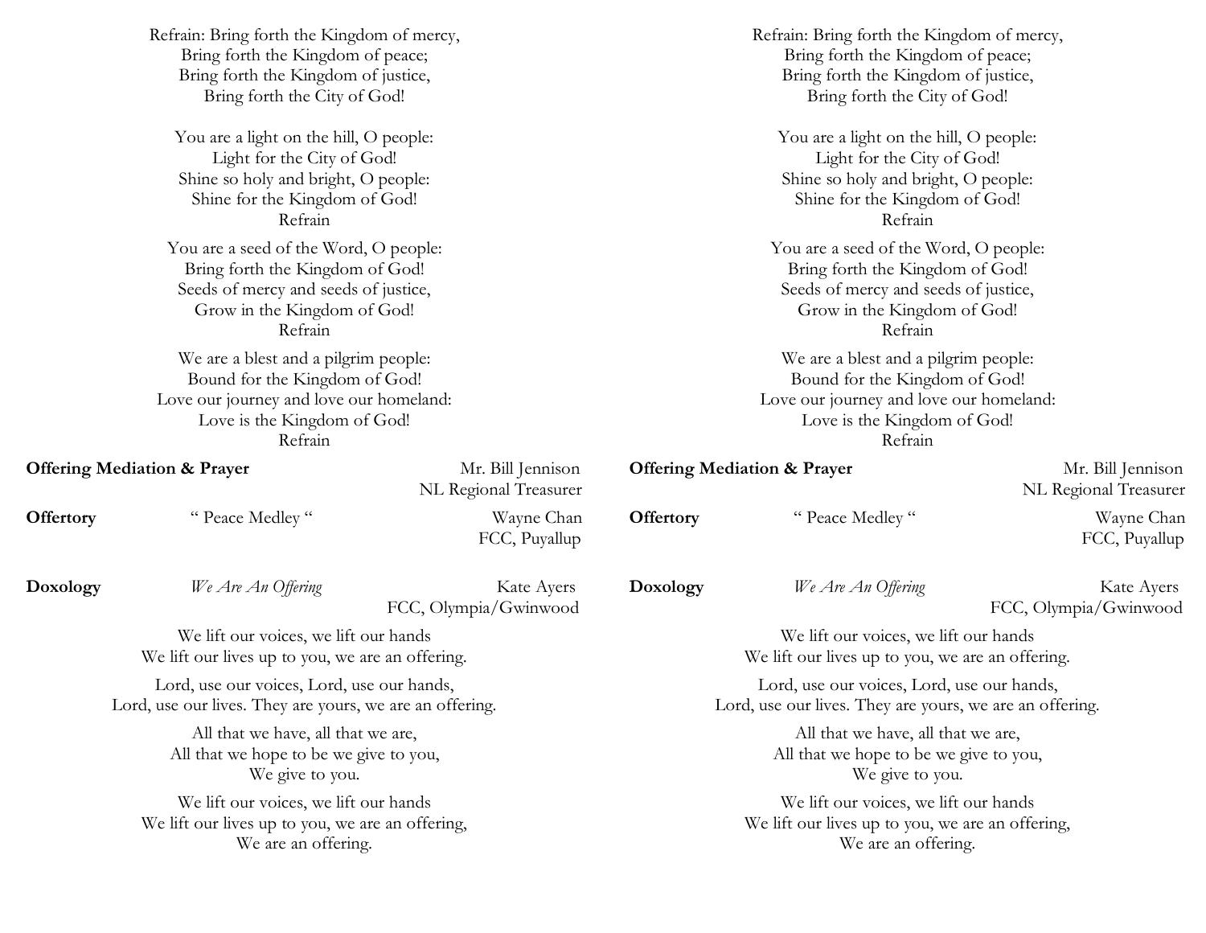Refrain: Bring forth the Kingdom of mercy,
Bring forth the Kingdom of peace;
Bring forth the Kingdom of justice,
Bring forth the City of God!

You are a light on the hill, O people:
Light for the City of God!
Shine so holy and bright, O people:
Shine for the Kingdom of God!
Refrain

You are a seed of the Word, O people:
Bring forth the Kingdom of God!
Seeds of mercy and seeds of justice,
Grow in the Kingdom of God!
Refrain

We are a blest and a pilgrim people:
Bound for the Kingdom of God!
Love our journey and love our homeland:
Love is the Kingdom of God!
Refrain

**Offering Mediation & Prayer** — Mr. Bill Jennison, NL Regional Treasurer

**Offertory** — " Peace Medley " — Wayne Chan, FCC, Puyallup

**Doxology** — *We Are An Offering* — Kate Ayers, FCC, Olympia/Gwinwood

We lift our voices, we lift our hands
We lift our lives up to you, we are an offering.

Lord, use our voices, Lord, use our hands,
Lord, use our lives. They are yours, we are an offering.

All that we have, all that we are,
All that we hope to be we give to you,
We give to you.

We lift our voices, we lift our hands
We lift our lives up to you, we are an offering,
We are an offering.

Refrain: Bring forth the Kingdom of mercy,
Bring forth the Kingdom of peace;
Bring forth the Kingdom of justice,
Bring forth the City of God!

You are a light on the hill, O people:
Light for the City of God!
Shine so holy and bright, O people:
Shine for the Kingdom of God!
Refrain

You are a seed of the Word, O people:
Bring forth the Kingdom of God!
Seeds of mercy and seeds of justice,
Grow in the Kingdom of God!
Refrain

We are a blest and a pilgrim people:
Bound for the Kingdom of God!
Love our journey and love our homeland:
Love is the Kingdom of God!
Refrain

**Offering Mediation & Prayer** — Mr. Bill Jennison, NL Regional Treasurer

**Offertory** — " Peace Medley " — Wayne Chan, FCC, Puyallup

**Doxology** — *We Are An Offering* — Kate Ayers, FCC, Olympia/Gwinwood

We lift our voices, we lift our hands
We lift our lives up to you, we are an offering.

Lord, use our voices, Lord, use our hands,
Lord, use our lives. They are yours, we are an offering.

All that we have, all that we are,
All that we hope to be we give to you,
We give to you.

We lift our voices, we lift our hands
We lift our lives up to you, we are an offering,
We are an offering.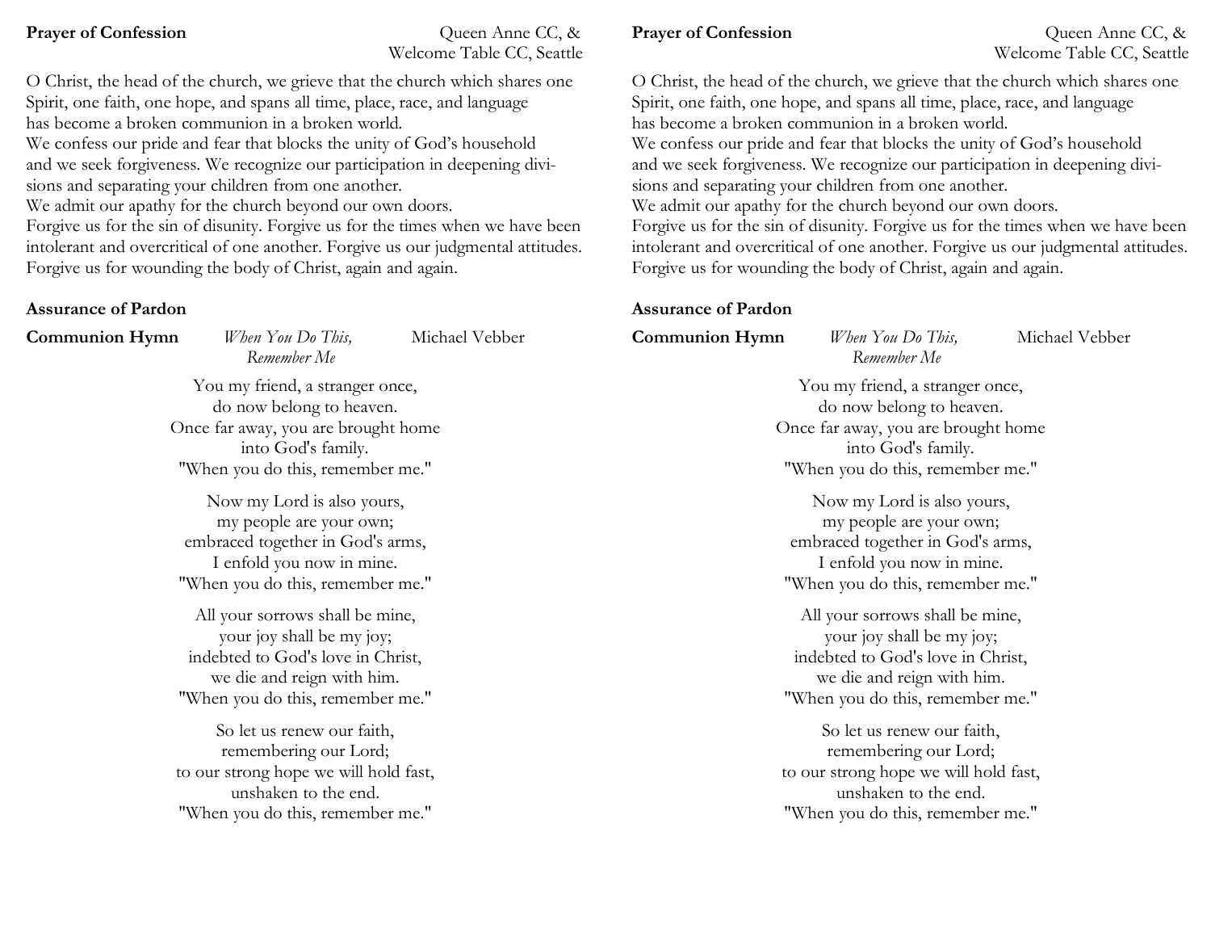**Prayer of Confession** Queen Anne CC, & Welcome Table CC, Seattle

O Christ, the head of the church, we grieve that the church which shares one Spirit, one faith, one hope, and spans all time, place, race, and language has become a broken communion in a broken world.
We confess our pride and fear that blocks the unity of God's household and we seek forgiveness. We recognize our participation in deepening divisions and separating your children from one another.
We admit our apathy for the church beyond our own doors.
Forgive us for the sin of disunity. Forgive us for the times when we have been intolerant and overcritical of one another. Forgive us our judgmental attitudes. Forgive us for wounding the body of Christ, again and again.

**Assurance of Pardon**

**Communion Hymn** *When You Do This, Remember Me* Michael Vebber

You my friend, a stranger once,
do now belong to heaven.
Once far away, you are brought home
into God's family.
"When you do this, remember me."

Now my Lord is also yours,
my people are your own;
embraced together in God's arms,
I enfold you now in mine.
"When you do this, remember me."

All your sorrows shall be mine,
your joy shall be my joy;
indebted to God's love in Christ,
we die and reign with him.
"When you do this, remember me."

So let us renew our faith,
remembering our Lord;
to our strong hope we will hold fast,
unshaken to the end.
"When you do this, remember me."

**Prayer of Confession** Queen Anne CC, & Welcome Table CC, Seattle

O Christ, the head of the church, we grieve that the church which shares one Spirit, one faith, one hope, and spans all time, place, race, and language has become a broken communion in a broken world.
We confess our pride and fear that blocks the unity of God's household and we seek forgiveness. We recognize our participation in deepening divisions and separating your children from one another.
We admit our apathy for the church beyond our own doors.
Forgive us for the sin of disunity. Forgive us for the times when we have been intolerant and overcritical of one another. Forgive us our judgmental attitudes. Forgive us for wounding the body of Christ, again and again.

**Assurance of Pardon**

**Communion Hymn** *When You Do This, Remember Me* Michael Vebber

You my friend, a stranger once,
do now belong to heaven.
Once far away, you are brought home
into God's family.
"When you do this, remember me."

Now my Lord is also yours,
my people are your own;
embraced together in God's arms,
I enfold you now in mine.
"When you do this, remember me."

All your sorrows shall be mine,
your joy shall be my joy;
indebted to God's love in Christ,
we die and reign with him.
"When you do this, remember me."

So let us renew our faith,
remembering our Lord;
to our strong hope we will hold fast,
unshaken to the end.
"When you do this, remember me."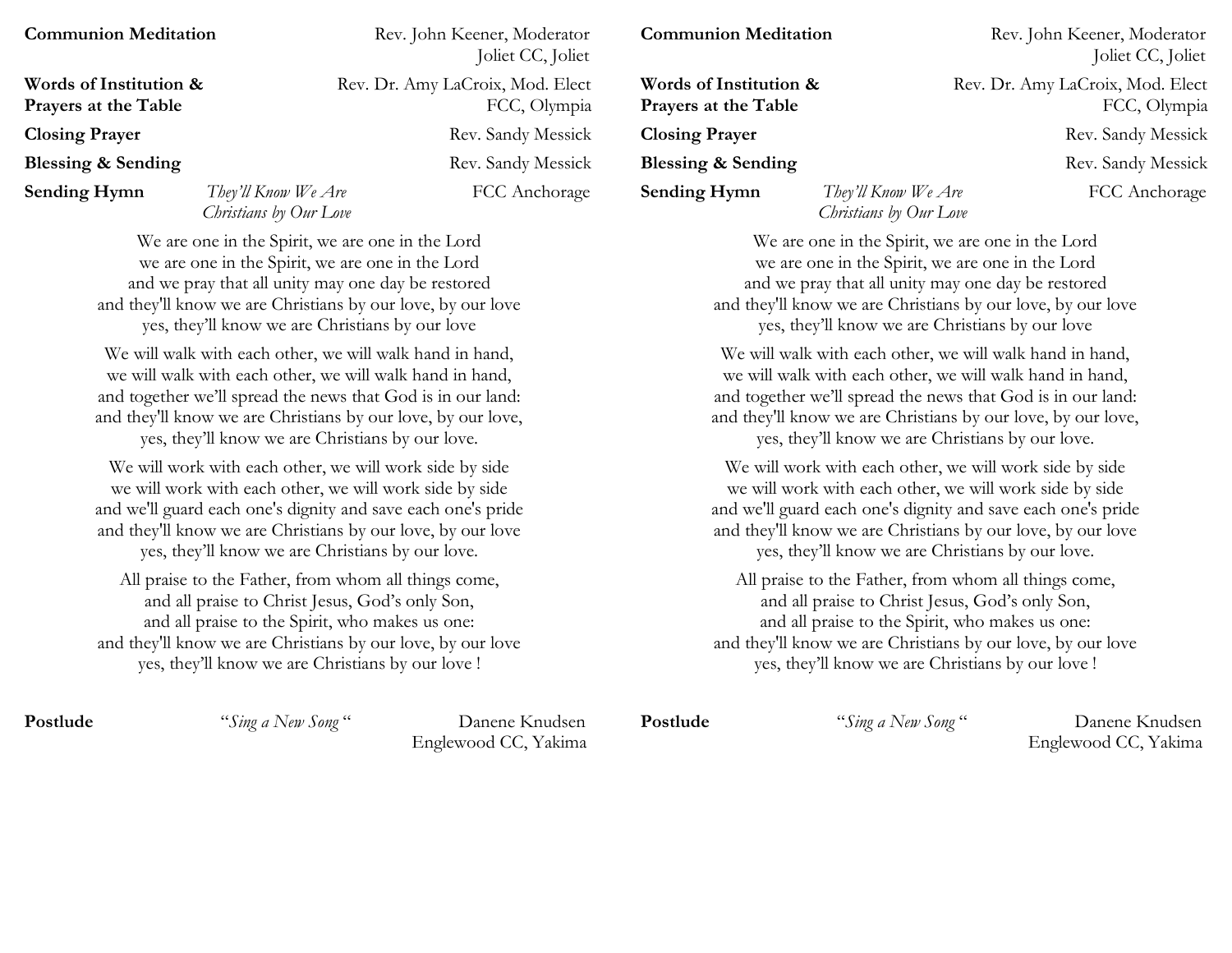**Communion Meditation** Rev. John Keener, Moderator
Joliet CC, Joliet

**Words of Institution & Prayers at the Table** Rev. Dr. Amy LaCroix, Mod. Elect
FCC, Olympia

**Closing Prayer** Rev. Sandy Messick

**Blessing & Sending** Rev. Sandy Messick

**Sending Hymn** *They'll Know We Are Christians by Our Love* FCC Anchorage

We are one in the Spirit, we are one in the Lord
we are one in the Spirit, we are one in the Lord
and we pray that all unity may one day be restored
and they'll know we are Christians by our love, by our love
yes, they'll know we are Christians by our love

We will walk with each other, we will walk hand in hand,
we will walk with each other, we will walk hand in hand,
and together we'll spread the news that God is in our land:
and they'll know we are Christians by our love, by our love,
yes, they'll know we are Christians by our love.

We will work with each other, we will work side by side
we will work with each other, we will work side by side
and we'll guard each one's dignity and save each one's pride
and they'll know we are Christians by our love, by our love
yes, they'll know we are Christians by our love.

All praise to the Father, from whom all things come,
and all praise to Christ Jesus, God's only Son,
and all praise to the Spirit, who makes us one:
and they'll know we are Christians by our love, by our love
yes, they'll know we are Christians by our love !

**Postlude** "*Sing a New Song*" Danene Knudsen
Englewood CC, Yakima

**Communion Meditation** Rev. John Keener, Moderator
Joliet CC, Joliet

**Words of Institution & Prayers at the Table** Rev. Dr. Amy LaCroix, Mod. Elect
FCC, Olympia

**Closing Prayer** Rev. Sandy Messick

**Blessing & Sending** Rev. Sandy Messick

**Sending Hymn** *They'll Know We Are Christians by Our Love* FCC Anchorage

We are one in the Spirit, we are one in the Lord
we are one in the Spirit, we are one in the Lord
and we pray that all unity may one day be restored
and they'll know we are Christians by our love, by our love
yes, they'll know we are Christians by our love

We will walk with each other, we will walk hand in hand,
we will walk with each other, we will walk hand in hand,
and together we'll spread the news that God is in our land:
and they'll know we are Christians by our love, by our love,
yes, they'll know we are Christians by our love.

We will work with each other, we will work side by side
we will work with each other, we will work side by side
and we'll guard each one's dignity and save each one's pride
and they'll know we are Christians by our love, by our love
yes, they'll know we are Christians by our love.

All praise to the Father, from whom all things come,
and all praise to Christ Jesus, God's only Son,
and all praise to the Spirit, who makes us one:
and they'll know we are Christians by our love, by our love
yes, they'll know we are Christians by our love !

**Postlude** "*Sing a New Song*" Danene Knudsen
Englewood CC, Yakima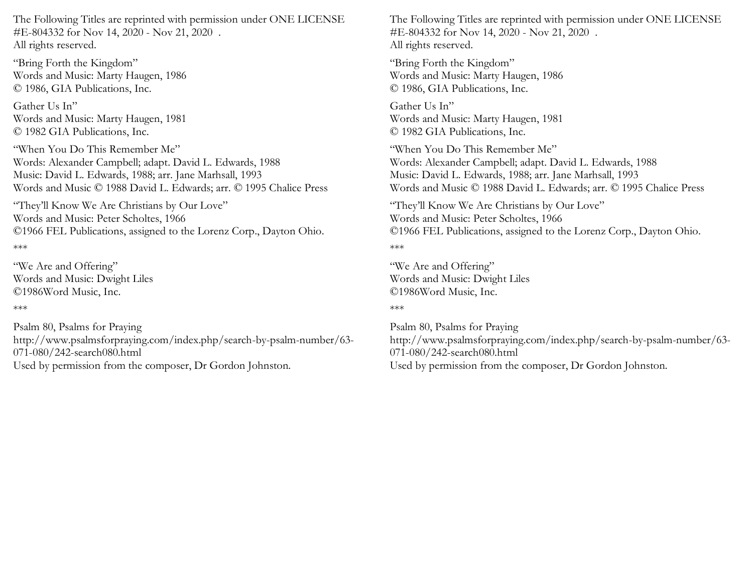The Following Titles are reprinted with permission under ONE LICENSE #E-804332 for Nov 14, 2020 - Nov 21, 2020 .
All rights reserved.

"Bring Forth the Kingdom"
Words and Music: Marty Haugen, 1986
© 1986, GIA Publications, Inc.

Gather Us In"
Words and Music: Marty Haugen, 1981
© 1982 GIA Publications, Inc.

"When You Do This Remember Me"
Words: Alexander Campbell; adapt. David L. Edwards, 1988
Music: David L. Edwards, 1988; arr. Jane Marhsall, 1993
Words and Music © 1988 David L. Edwards; arr. © 1995 Chalice Press

"They'll Know We Are Christians by Our Love"
Words and Music: Peter Scholtes, 1966
©1966 FEL Publications, assigned to the Lorenz Corp., Dayton Ohio.

***

"We Are and Offering"
Words and Music: Dwight Liles
©1986Word Music, Inc.

***

Psalm 80, Psalms for Praying
http://www.psalmsforpraying.com/index.php/search-by-psalm-number/63-071-080/242-search080.html
Used by permission from the composer, Dr Gordon Johnston.

The Following Titles are reprinted with permission under ONE LICENSE #E-804332 for Nov 14, 2020 - Nov 21, 2020 .
All rights reserved.

"Bring Forth the Kingdom"
Words and Music: Marty Haugen, 1986
© 1986, GIA Publications, Inc.

Gather Us In"
Words and Music: Marty Haugen, 1981
© 1982 GIA Publications, Inc.

"When You Do This Remember Me"
Words: Alexander Campbell; adapt. David L. Edwards, 1988
Music: David L. Edwards, 1988; arr. Jane Marhsall, 1993
Words and Music © 1988 David L. Edwards; arr. © 1995 Chalice Press

"They'll Know We Are Christians by Our Love"
Words and Music: Peter Scholtes, 1966
©1966 FEL Publications, assigned to the Lorenz Corp., Dayton Ohio.

***

"We Are and Offering"
Words and Music: Dwight Liles
©1986Word Music, Inc.

***

Psalm 80, Psalms for Praying
http://www.psalmsforpraying.com/index.php/search-by-psalm-number/63-071-080/242-search080.html
Used by permission from the composer, Dr Gordon Johnston.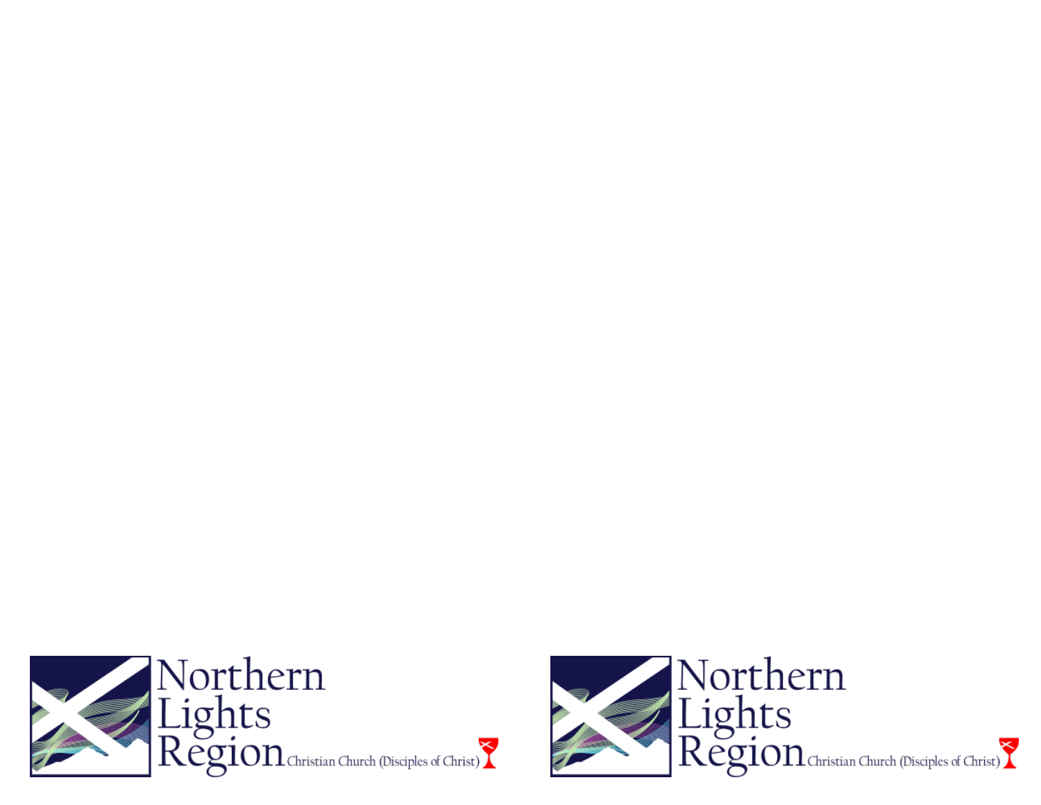Northern Lights Region Christian Church (Disciples of Christ)

Northern Lights Region Christian Church (Disciples of Christ)